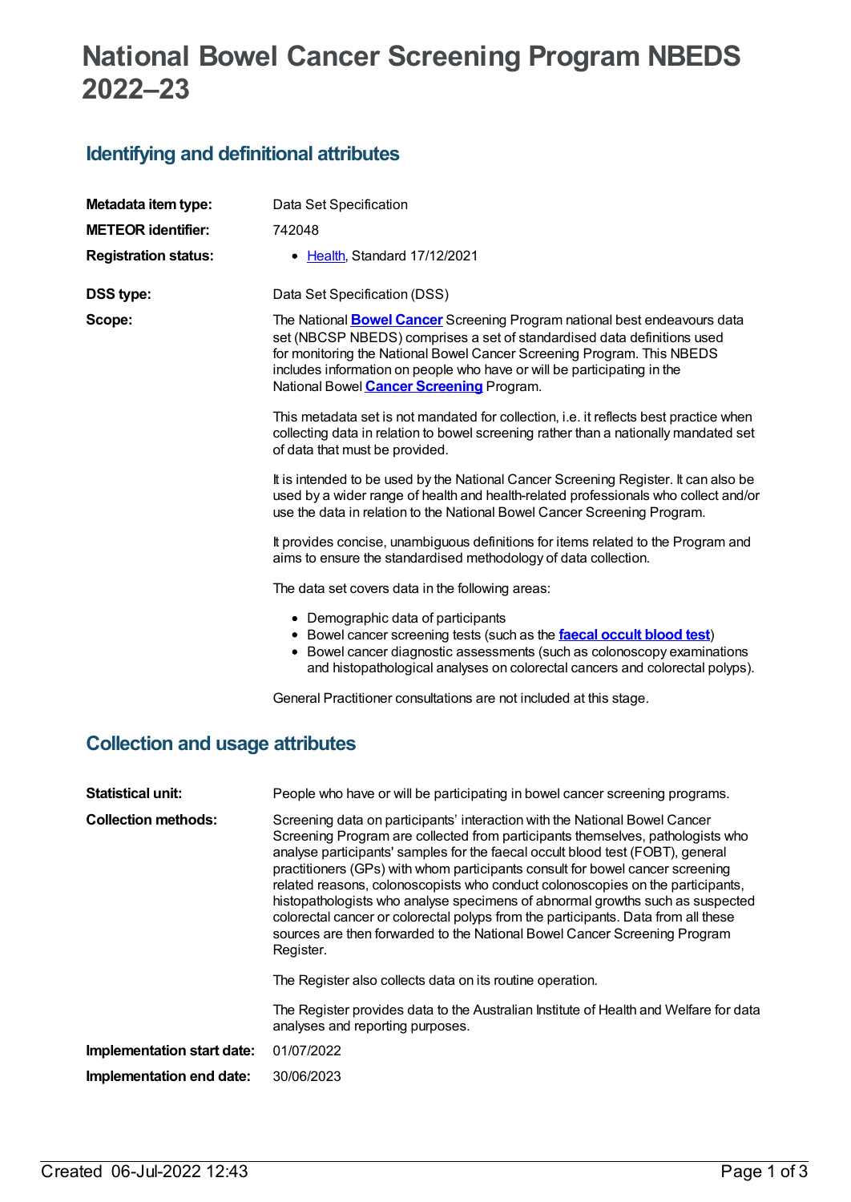# National Bowel Cancer Screening Program NBEDS 2022–23

## Identifying and definitional attributes

| | |
|---|---|
| **Metadata item type:** | Data Set Specification |
| **METEOR identifier:** | 742048 |
| **Registration status:** | • Health, Standard 17/12/2021 |
| **DSS type:** | Data Set Specification (DSS) |

**Scope:**

The National **Bowel Cancer** Screening Program national best endeavours data set (NBCSP NBEDS) comprises a set of standardised data definitions used for monitoring the National Bowel Cancer Screening Program. This NBEDS includes information on people who have or will be participating in the National Bowel **Cancer Screening** Program.

This metadata set is not mandated for collection, i.e. it reflects best practice when collecting data in relation to bowel screening rather than a nationally mandated set of data that must be provided.

It is intended to be used by the National Cancer Screening Register. It can also be used by a wider range of health and health-related professionals who collect and/or use the data in relation to the National Bowel Cancer Screening Program.

It provides concise, unambiguous definitions for items related to the Program and aims to ensure the standardised methodology of data collection.

The data set covers data in the following areas:

- Demographic data of participants
- Bowel cancer screening tests (such as the **faecal occult blood test**)
- Bowel cancer diagnostic assessments (such as colonoscopy examinations and histopathological analyses on colorectal cancers and colorectal polyps).

General Practitioner consultations are not included at this stage.

## Collection and usage attributes

**Statistical unit:** People who have or will be participating in bowel cancer screening programs.

**Collection methods:**

Screening data on participants' interaction with the National Bowel Cancer Screening Program are collected from participants themselves, pathologists who analyse participants' samples for the faecal occult blood test (FOBT), general practitioners (GPs) with whom participants consult for bowel cancer screening related reasons, colonoscopists who conduct colonoscopies on the participants, histopathologists who analyse specimens of abnormal growths such as suspected colorectal cancer or colorectal polyps from the participants. Data from all these sources are then forwarded to the National Bowel Cancer Screening Program Register.

The Register also collects data on its routine operation.

The Register provides data to the Australian Institute of Health and Welfare for data analyses and reporting purposes.

**Implementation start date:** 01/07/2022

**Implementation end date:** 30/06/2023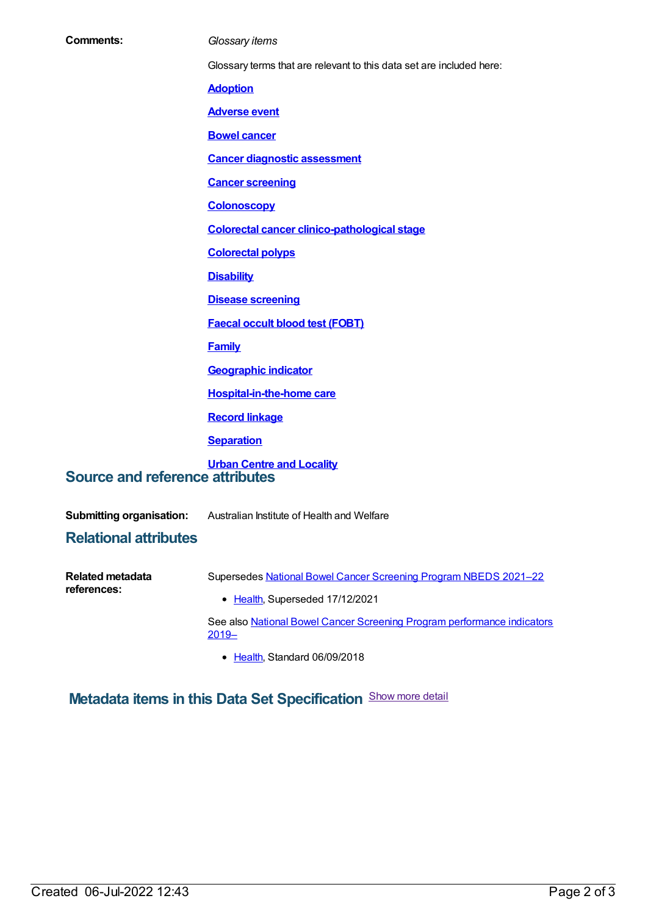**Comments:** *Glossary items*

Glossary terms that are relevant to this data set are included here:

**Adoption**

**Adverse event**

**Bowel cancer**

**Cancer diagnostic assessment**

**Cancer screening**

**Colonoscopy**

**Colorectal cancer clinico-pathological stage**

**Colorectal polyps**

**Disability**

**Disease screening**

**Faecal occult blood test (FOBT)**

**Family**

**Geographic indicator**

**Hospital-in-the-home care**

**Record linkage**

**Separation**

**Urban Centre and Locality**

## Source and reference attributes

**Submitting organisation:** Australian Institute of Health and Welfare

## Relational attributes

**Related metadata references:** Supersedes National Bowel Cancer Screening Program NBEDS 2021–22

- Health, Superseded 17/12/2021

See also National Bowel Cancer Screening Program performance indicators 2019–

- Health, Standard 06/09/2018

## Metadata items in this Data Set Specification

Show more detail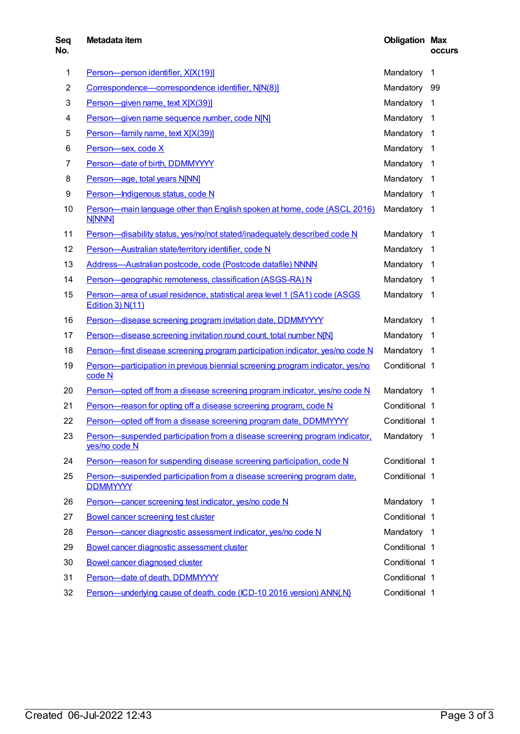| Seq No. | Metadata item | Obligation | Max occurs |
|---|---|---|---|
| 1 | Person—person identifier, X[X(19)] | Mandatory | 1 |
| 2 | Correspondence—correspondence identifier, N[N(8)] | Mandatory | 99 |
| 3 | Person—given name, text X[X(39)] | Mandatory | 1 |
| 4 | Person—given name sequence number, code N[N] | Mandatory | 1 |
| 5 | Person—family name, text X[X(39)] | Mandatory | 1 |
| 6 | Person—sex, code X | Mandatory | 1 |
| 7 | Person—date of birth, DDMMYYYY | Mandatory | 1 |
| 8 | Person—age, total years N[NN] | Mandatory | 1 |
| 9 | Person—Indigenous status, code N | Mandatory | 1 |
| 10 | Person—main language other than English spoken at home, code (ASCL 2016) N[NNN] | Mandatory | 1 |
| 11 | Person—disability status, yes/no/not stated/inadequately described code N | Mandatory | 1 |
| 12 | Person—Australian state/territory identifier, code N | Mandatory | 1 |
| 13 | Address—Australian postcode, code (Postcode datafile) NNNN | Mandatory | 1 |
| 14 | Person—geographic remoteness, classification (ASGS-RA) N | Mandatory | 1 |
| 15 | Person—area of usual residence, statistical area level 1 (SA1) code (ASGS Edition 3) N(11) | Mandatory | 1 |
| 16 | Person—disease screening program invitation date, DDMMYYYY | Mandatory | 1 |
| 17 | Person—disease screening invitation round count, total number N[N] | Mandatory | 1 |
| 18 | Person—first disease screening program participation indicator, yes/no code N | Mandatory | 1 |
| 19 | Person—participation in previous biennial screening program indicator, yes/no code N | Conditional | 1 |
| 20 | Person—opted off from a disease screening program indicator, yes/no code N | Mandatory | 1 |
| 21 | Person—reason for opting off a disease screening program, code N | Conditional | 1 |
| 22 | Person—opted off from a disease screening program date, DDMMYYYY | Conditional | 1 |
| 23 | Person—suspended participation from a disease screening program indicator, yes/no code N | Mandatory | 1 |
| 24 | Person—reason for suspending disease screening participation, code N | Conditional | 1 |
| 25 | Person—suspended participation from a disease screening program date, DDMMYYYY | Conditional | 1 |
| 26 | Person—cancer screening test indicator, yes/no code N | Mandatory | 1 |
| 27 | Bowel cancer screening test cluster | Conditional | 1 |
| 28 | Person—cancer diagnostic assessment indicator, yes/no code N | Mandatory | 1 |
| 29 | Bowel cancer diagnostic assessment cluster | Conditional | 1 |
| 30 | Bowel cancer diagnosed cluster | Conditional | 1 |
| 31 | Person—date of death, DDMMYYYY | Conditional | 1 |
| 32 | Person—underlying cause of death, code (ICD-10 2016 version) ANN{.N} | Conditional | 1 |

Created 06-Jul-2022 12:43